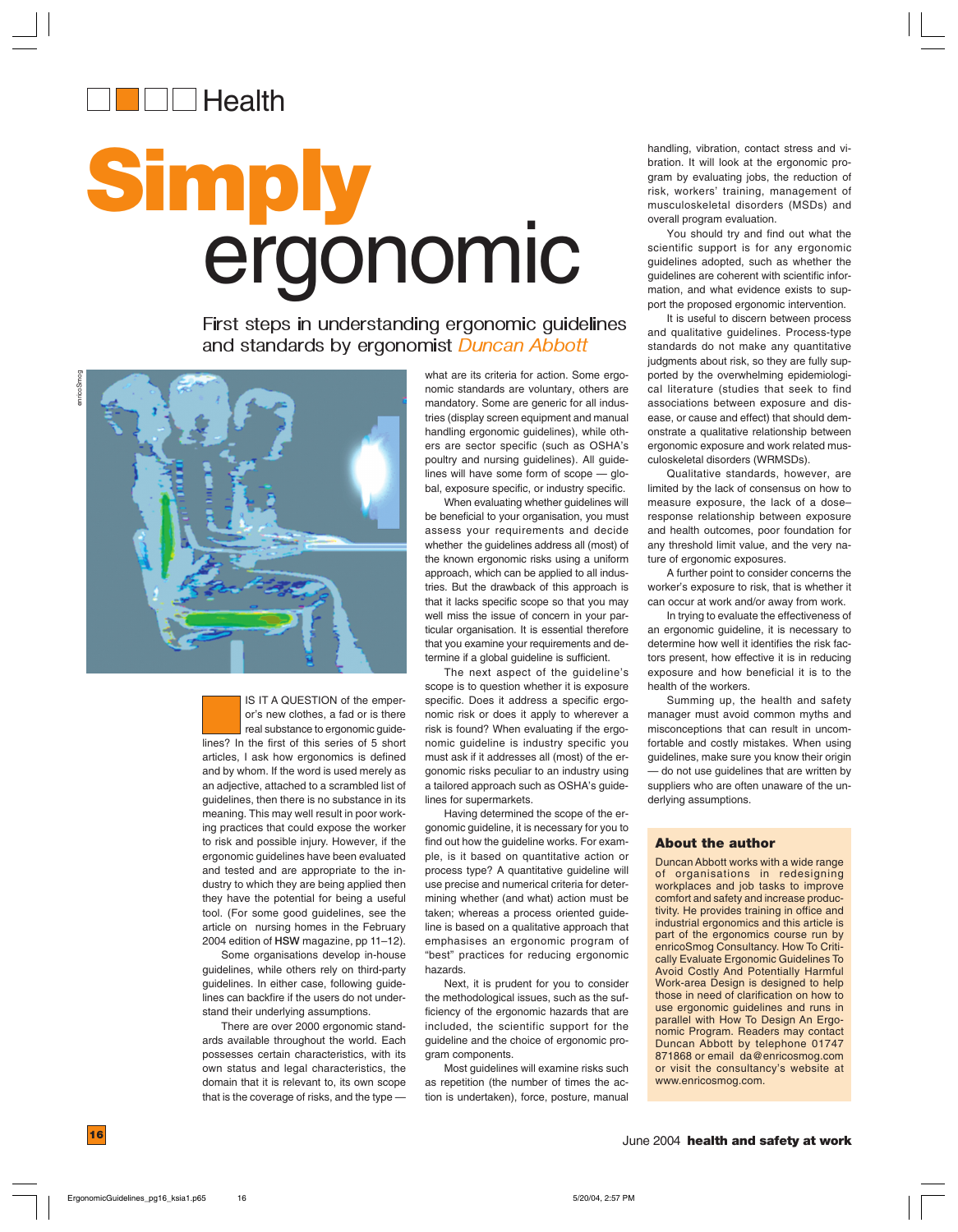Health

# Simply ergonomic

## First steps in understanding ergonomic guidelines and standards by ergonomist *Duncan Abbott*

IS IT A QUESTION of the emperor's new clothes, a fad or is there real substance to ergonomic guidelines? In the first of this series of 5 short articles, I ask how ergonomics is defined and by whom. If the word is used merely as an adjective, attached to a scrambled list of guidelines, then there is no substance in its meaning. This may well result in poor working practices that could expose the worker to risk and possible injury. However, if the ergonomic guidelines have been evaluated and tested and are appropriate to the industry to which they are being applied then they have the potential for being a useful tool. (For some good guidelines, see the article on nursing homes in the February 2004 edition of **HSW** magazine, pp 11–12).

Some organisations develop in-house guidelines, while others rely on third-party guidelines. In either case, following guidelines can backfire if the users do not understand their underlying assumptions.

There are over 2000 ergonomic standards available throughout the world. Each possesses certain characteristics, with its own status and legal characteristics, the domain that it is relevant to, its own scope that is the coverage of risks, and the type — what are its criteria for action. Some ergonomic standards are voluntary, others are mandatory. Some are generic for all industries (display screen equipment and manual handling ergonomic guidelines), while others are sector specific (such as OSHA's poultry and nursing guidelines). All guidelines will have some form of scope — global, exposure specific, or industry specific.

When evaluating whether guidelines will be beneficial to your organisation, you must assess your requirements and decide whether the guidelines address all (most) of the known ergonomic risks using a uniform approach, which can be applied to all industries. But the drawback of this approach is that it lacks specific scope so that you may well miss the issue of concern in your particular organisation. It is essential therefore that you examine your requirements and determine if a global guideline is sufficient.

The next aspect of the guideline's scope is to question whether it is exposure specific. Does it address a specific ergonomic risk or does it apply to wherever a risk is found? When evaluating if the ergonomic guideline is industry specific you must ask if it addresses all (most) of the ergonomic risks peculiar to an industry using a tailored approach such as OSHA's guidelines for supermarkets.

Having determined the scope of the ergonomic guideline, it is necessary for you to find out how the guideline works. For example, is it based on quantitative action or process type? A quantitative guideline will use precise and numerical criteria for determining whether (and what) action must be taken; whereas a process oriented guideline is based on a qualitative approach that emphasises an ergonomic program of "best" practices for reducing ergonomic hazards.

Next, it is prudent for you to consider the methodological issues, such as the sufficiency of the ergonomic hazards that are included, the scientific support for the guideline and the choice of ergonomic program components.

Most guidelines will examine risks such as repetition (the number of times the action is undertaken), force, posture, manual handling, vibration, contact stress and vibration. It will look at the ergonomic program by evaluating jobs, the reduction of risk, workers' training, management of musculoskeletal disorders (MSDs) and overall program evaluation.

You should try and find out what the scientific support is for any ergonomic guidelines adopted, such as whether the guidelines are coherent with scientific information, and what evidence exists to support the proposed ergonomic intervention.

It is useful to discern between process and qualitative guidelines. Process-type standards do not make any quantitative judgments about risk, so they are fully supported by the overwhelming epidemiological literature (studies that seek to find associations between exposure and disease, or cause and effect) that should demonstrate a qualitative relationship between ergonomic exposure and work related musculoskeletal disorders (WRMSDs).

Qualitative standards, however, are limited by the lack of consensus on how to measure exposure, the lack of a dose–response relationship between exposure and health outcomes, poor foundation for any threshold limit value, and the very nature of ergonomic exposures.

A further point to consider concerns the worker's exposure to risk, that is whether it can occur at work and/or away from work.

In trying to evaluate the effectiveness of an ergonomic guideline, it is necessary to determine how well it identifies the risk factors present, how effective it is in reducing exposure and how beneficial it is to the health of the workers.

Summing up, the health and safety manager must avoid common myths and misconceptions that can result in uncomfortable and costly mistakes. When using guidelines, make sure you know their origin — do not use guidelines that are written by suppliers who are often unaware of the underlying assumptions.

### About the author

Duncan Abbott works with a wide range of organisations in redesigning workplaces and job tasks to improve comfort and safety and increase productivity. He provides training in office and industrial ergonomics and this article is part of the ergonomics course run by enricoSmog Consultancy. How To Critically Evaluate Ergonomic Guidelines To Avoid Costly And Potentially Harmful Work-area Design is designed to help those in need of clarification on how to use ergonomic guidelines and runs in parallel with How To Design An Ergonomic Program. Readers may contact Duncan Abbott by telephone 01747 871868 or email da@enricosmog.com or visit the consultancy's website at www.enricosmog.com.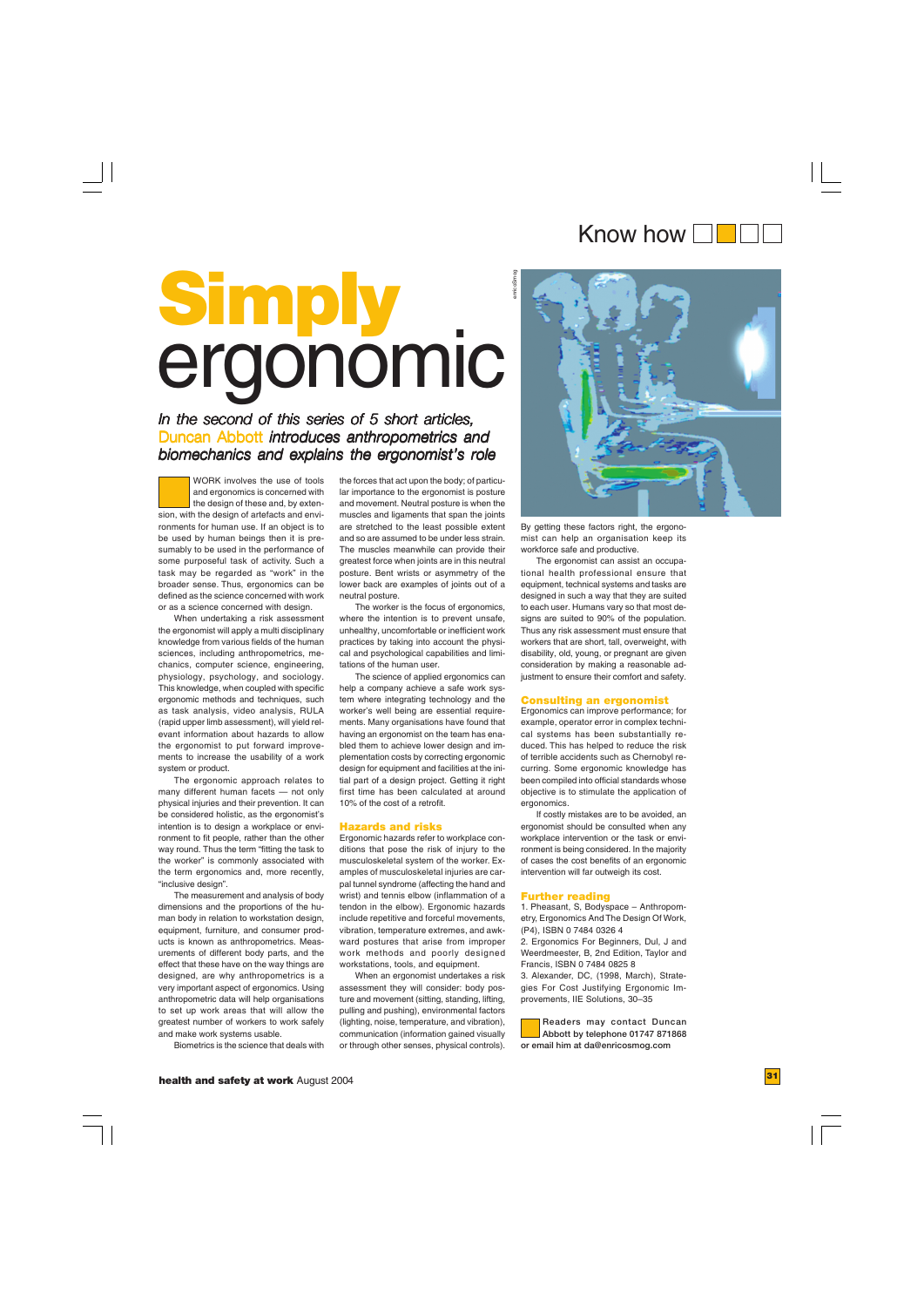Know how

# Simply ergonomic

*In the second of this series of 5 short articles, Duncan Abbott introduces anthropometrics and biomechanics and explains the ergonomist's role*

WORK involves the use of tools and ergonomics is concerned with the design of these and, by extension, with the design of artefacts and environments for human use. If an object is to be used by human beings then it is presumably to be used in the performance of some purposeful task of activity. Such a task may be regarded as "work" in the broader sense. Thus, ergonomics can be defined as the science concerned with work or as a science concerned with design.

When undertaking a risk assessment the ergonomist will apply a multi disciplinary knowledge from various fields of the human sciences, including anthropometrics, mechanics, computer science, engineering, physiology, psychology, and sociology. This knowledge, when coupled with specific ergonomic methods and techniques, such as task analysis, video analysis, RULA (rapid upper limb assessment), will yield relevant information about hazards to allow the ergonomist to put forward improvements to increase the usability of a work system or product.

The ergonomic approach relates to many different human facets — not only physical injuries and their prevention. It can be considered holistic, as the ergonomist's intention is to design a workplace or environment to fit people, rather than the other way round. Thus the term "fitting the task to the worker" is commonly associated with the term ergonomics and, more recently, "inclusive design".

The measurement and analysis of body dimensions and the proportions of the human body in relation to workstation design, equipment, furniture, and consumer products is known as anthropometrics. Measurements of different body parts, and the effect that these have on the way things are designed, are why anthropometrics is a very important aspect of ergonomics. Using anthropometric data will help organisations to set up work areas that will allow the greatest number of workers to work safely and make work systems usable.

Biometrics is the science that deals with the forces that act upon the body; of particular importance to the ergonomist is posture and movement. Neutral posture is when the muscles and ligaments that span the joints are stretched to the least possible extent and so are assumed to be under less strain. The muscles meanwhile can provide their greatest force when joints are in this neutral posture. Bent wrists or asymmetry of the lower back are examples of joints out of a neutral posture.

The worker is the focus of ergonomics, where the intention is to prevent unsafe, unhealthy, uncomfortable or inefficient work practices by taking into account the physical and psychological capabilities and limitations of the human user.

The science of applied ergonomics can help a company achieve a safe work system where integrating technology and the worker's well being are essential requirements. Many organisations have found that having an ergonomist on the team has enabled them to achieve lower design and implementation costs by correcting ergonomic design for equipment and facilities at the initial part of a design project. Getting it right first time has been calculated at around 10% of the cost of a retrofit.

## Hazards and risks

Ergonomic hazards refer to workplace conditions that pose the risk of injury to the musculoskeletal system of the worker. Examples of musculoskeletal injuries are carpal tunnel syndrome (affecting the hand and wrist) and tennis elbow (inflammation of a tendon in the elbow). Ergonomic hazards include repetitive and forceful movements, vibration, temperature extremes, and awkward postures that arise from improper work methods and poorly designed workstations, tools, and equipment.

When an ergonomist undertakes a risk assessment they will consider: body posture and movement (sitting, standing, lifting, pulling and pushing), environmental factors (lighting, noise, temperature, and vibration), communication (information gained visually or through other senses, physical controls).

By getting these factors right, the ergonomist can help an organisation keep its workforce safe and productive.

The ergonomist can assist an occupational health professional ensure that equipment, technical systems and tasks are designed in such a way that they are suited to each user. Humans vary so that most designs are suited to 90% of the population. Thus any risk assessment must ensure that workers that are short, tall, overweight, with disability, old, young, or pregnant are given consideration by making a reasonable adjustment to ensure their comfort and safety.

## Consulting an ergonomist

Ergonomics can improve performance; for example, operator error in complex technical systems has been substantially reduced. This has helped to reduce the risk of terrible accidents such as Chernobyl recurring. Some ergonomic knowledge has been compiled into official standards whose objective is to stimulate the application of ergonomics.

If costly mistakes are to be avoided, an ergonomist should be consulted when any workplace intervention or the task or environment is being considered. In the majority of cases the cost benefits of an ergonomic intervention will far outweigh its cost.

## Further reading

1. Pheasant, S, Bodyspace – Anthropometry, Ergonomics And The Design Of Work, (P4), ISBN 0 7484 0326 4
2. Ergonomics For Beginners, Dul, J and Weerdmeester, B, 2nd Edition, Taylor and Francis, ISBN 0 7484 0825 8
3. Alexander, DC, (1998, March), Strategies For Cost Justifying Ergonomic Improvements, IIE Solutions, 30–35

Readers may contact Duncan Abbott by telephone 01747 871868 or email him at da@enricosmog.com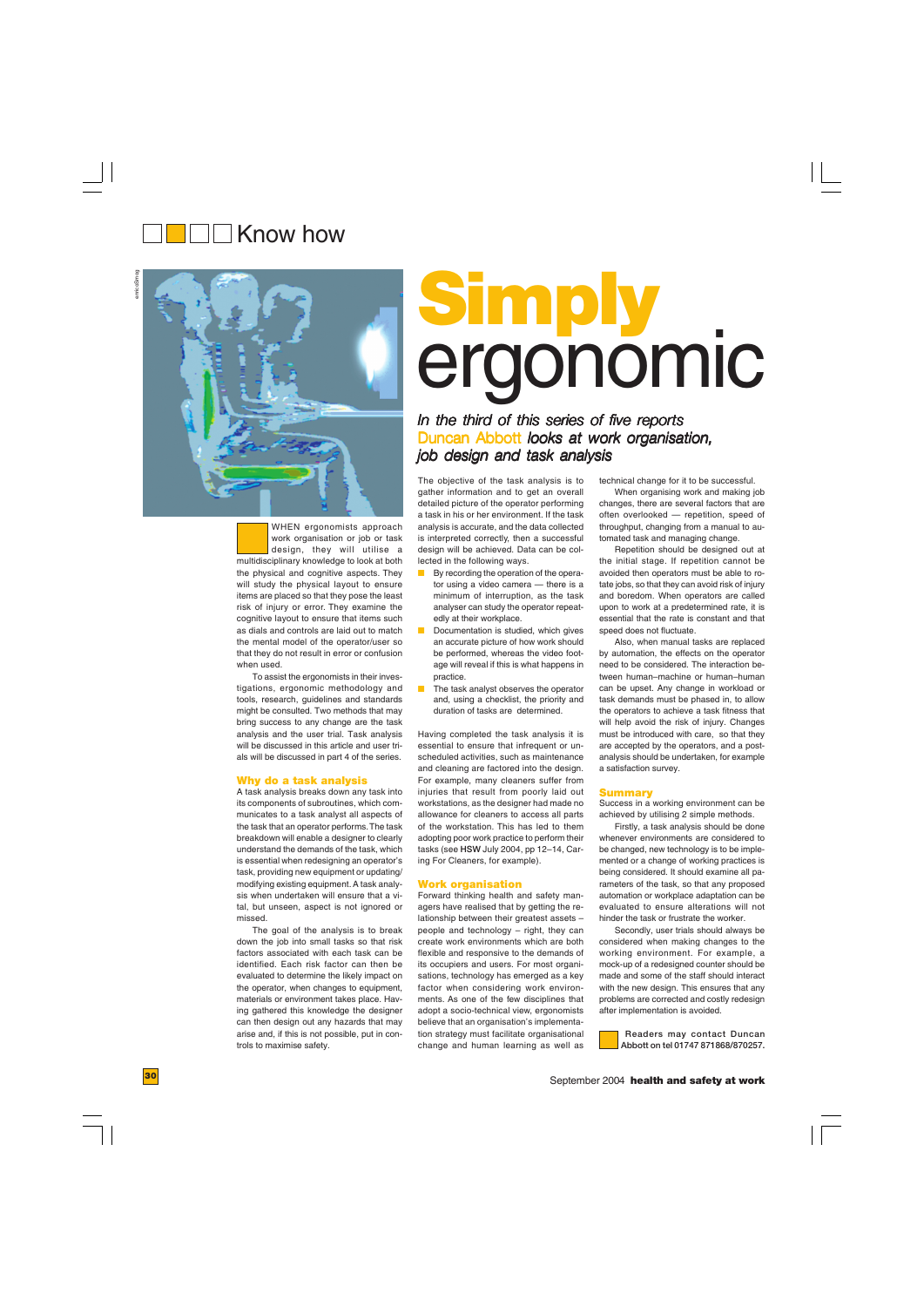Know how

# Simply ergonomic

*In the third of this series of five reports Duncan Abbott looks at work organisation, job design and task analysis*

WHEN ergonomists approach work organisation or job or task design, they will utilise a multidisciplinary knowledge to look at both the physical and cognitive aspects. They will study the physical layout to ensure items are placed so that they pose the least risk of injury or error. They examine the cognitive layout to ensure that items such as dials and controls are laid out to match the mental model of the operator/user so that they do not result in error or confusion when used.

To assist the ergonomists in their investigations, ergonomic methodology and tools, research, guidelines and standards might be consulted. Two methods that may bring success to any change are the task analysis and the user trial. Task analysis will be discussed in this article and user trials will be discussed in part 4 of the series.

## Why do a task analysis

A task analysis breaks down any task into its components of subroutines, which communicates to a task analyst all aspects of the task that an operator performs. The task breakdown will enable a designer to clearly understand the demands of the task, which is essential when redesigning an operator's task, providing new equipment or updating/modifying existing equipment. A task analysis when undertaken will ensure that a vital, but unseen, aspect is not ignored or missed.

The goal of the analysis is to break down the job into small tasks so that risk factors associated with each task can be identified. Each risk factor can then be evaluated to determine the likely impact on the operator, when changes to equipment, materials or environment takes place. Having gathered this knowledge the designer can then design out any hazards that may arise and, if this is not possible, put in controls to maximise safety.

The objective of the task analysis is to gather information and to get an overall detailed picture of the operator performing a task in his or her environment. If the task analysis is accurate, and the data collected is interpreted correctly, then a successful design will be achieved. Data can be collected in the following ways.

- By recording the operation of the operator using a video camera — there is a minimum of interruption, as the task analyser can study the operator repeatedly at their workplace.
- Documentation is studied, which gives an accurate picture of how work should be performed, whereas the video footage will reveal if this is what happens in practice.
- The task analyst observes the operator and, using a checklist, the priority and duration of tasks are determined.

Having completed the task analysis it is essential to ensure that infrequent or unscheduled activities, such as maintenance and cleaning are factored into the design. For example, many cleaners suffer from injuries that result from poorly laid out workstations, as the designer had made no allowance for cleaners to access all parts of the workstation. This has led to them adopting poor work practice to perform their tasks (see **HSW** July 2004, pp 12–14, Caring For Cleaners, for example).

## Work organisation

Forward thinking health and safety managers have realised that by getting the relationship between their greatest assets – people and technology – right, they can create work environments which are both flexible and responsive to the demands of its occupiers and users. For most organisations, technology has emerged as a key factor when considering work environments. As one of the few disciplines that adopt a socio-technical view, ergonomists believe that an organisation's implementation strategy must facilitate organisational change and human learning as well as technical change for it to be successful.

When organising work and making job changes, there are several factors that are often overlooked — repetition, speed of throughput, changing from a manual to automated task and managing change.

Repetition should be designed out at the initial stage. If repetition cannot be avoided then operators must be able to rotate jobs, so that they can avoid risk of injury and boredom. When operators are called upon to work at a predetermined rate, it is essential that the rate is constant and that speed does not fluctuate.

Also, when manual tasks are replaced by automation, the effects on the operator need to be considered. The interaction between human–machine or human–human can be upset. Any change in workload or task demands must be phased in, to allow the operators to achieve a task fitness that will help avoid the risk of injury. Changes must be introduced with care, so that they are accepted by the operators, and a post-analysis should be undertaken, for example a satisfaction survey.

## Summary

Success in a working environment can be achieved by utilising 2 simple methods.

Firstly, a task analysis should be done whenever environments are considered to be changed, new technology is to be implemented or a change of working practices is being considered. It should examine all parameters of the task, so that any proposed automation or workplace adaptation can be evaluated to ensure alterations will not hinder the task or frustrate the worker.

Secondly, user trials should always be considered when making changes to the working environment. For example, a mock-up of a redesigned counter should be made and some of the staff should interact with the new design. This ensures that any problems are corrected and costly redesign after implementation is avoided.

**Readers may contact Duncan Abbott on tel 01747 871868/870257.**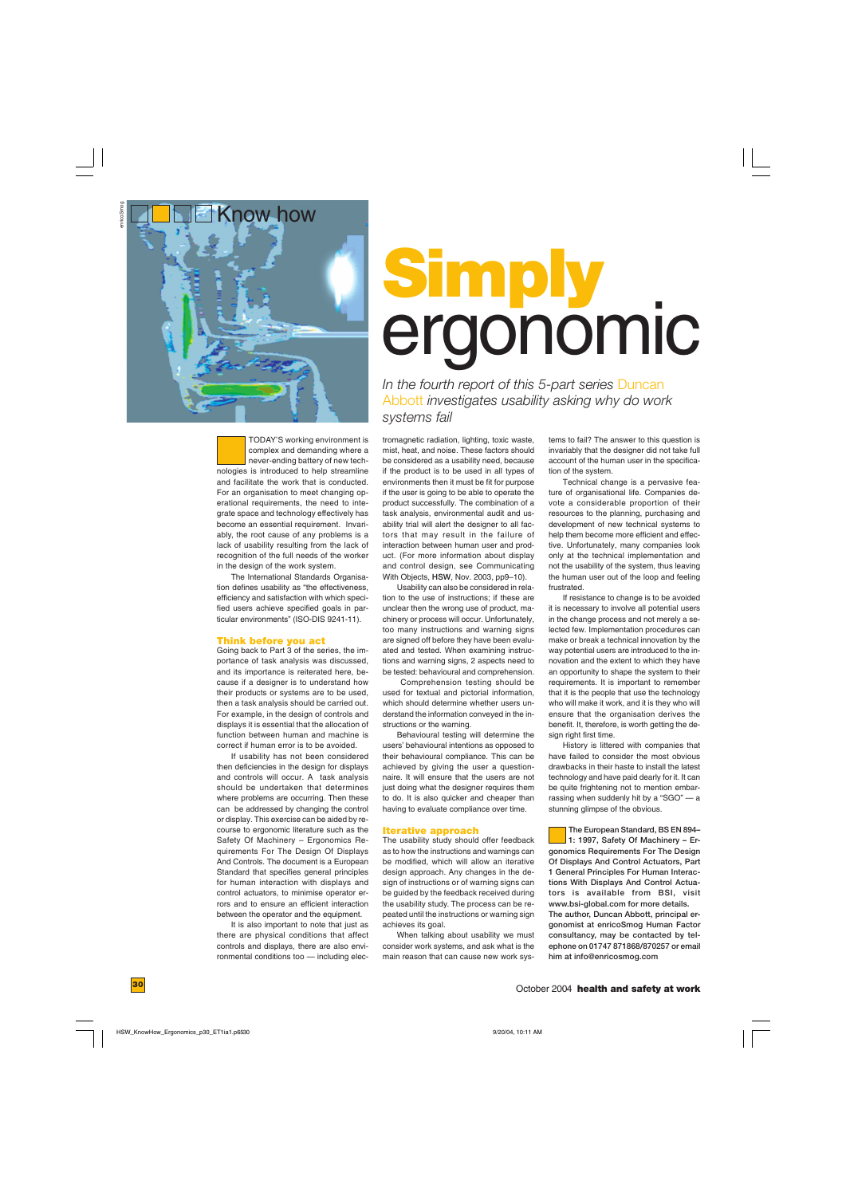# Simply ergonomic

*In the fourth report of this 5-part series Duncan Abbott investigates usability asking why do work systems fail*

TODAY'S working environment is complex and demanding where a never-ending battery of new technologies is introduced to help streamline and facilitate the work that is conducted. For an organisation to meet changing operational requirements, the need to integrate space and technology effectively has become an essential requirement. Invariably, the root cause of any problems is a lack of usability resulting from the lack of recognition of the full needs of the worker in the design of the work system.

The International Standards Organisation defines usability as "the effectiveness, efficiency and satisfaction with which specified users achieve specified goals in particular environments" (ISO-DIS 9241-11).

## Think before you act

Going back to Part 3 of the series, the importance of task analysis was discussed, and its importance is reiterated here, because if a designer is to understand how their products or systems are to be used, then a task analysis should be carried out. For example, in the design of controls and displays it is essential that the allocation of function between human and machine is correct if human error is to be avoided.

If usability has not been considered then deficiencies in the design for displays and controls will occur. A task analysis should be undertaken that determines where problems are occurring. Then these can be addressed by changing the control or display. This exercise can be aided by recourse to ergonomic literature such as the Safety Of Machinery – Ergonomics Requirements For The Design Of Displays And Controls. The document is a European Standard that specifies general principles for human interaction with displays and control actuators, to minimise operator errors and to ensure an efficient interaction between the operator and the equipment.

It is also important to note that just as there are physical conditions that affect controls and displays, there are also environmental conditions too — including electromagnetic radiation, lighting, toxic waste, mist, heat, and noise. These factors should be considered as a usability need, because if the product is to be used in all types of environments then it must be fit for purpose if the user is going to be able to operate the product successfully. The combination of a task analysis, environmental audit and usability trial will alert the designer to all factors that may result in the failure of interaction between human user and product. (For more information about display and control design, see Communicating With Objects, **HSW**, Nov. 2003, pp9–10).

Usability can also be considered in relation to the use of instructions; if these are unclear then the wrong use of product, machinery or process will occur. Unfortunately, too many instructions and warning signs are signed off before they have been evaluated and tested. When examining instructions and warning signs, 2 aspects need to be tested: behavioural and comprehension.

Comprehension testing should be used for textual and pictorial information, which should determine whether users understand the information conveyed in the instructions or the warning.

Behavioural testing will determine the users' behavioural intentions as opposed to their behavioural compliance. This can be achieved by giving the user a questionnaire. It will ensure that the users are not just doing what the designer requires them to do. It is also quicker and cheaper than having to evaluate compliance over time.

## Iterative approach

The usability study should offer feedback as to how the instructions and warnings can be modified, which will allow an iterative design approach. Any changes in the design of instructions or of warning signs can be guided by the feedback received during the usability study. The process can be repeated until the instructions or warning sign achieves its goal.

When talking about usability we must consider work systems, and ask what is the main reason that can cause new work systems to fail? The answer to this question is invariably that the designer did not take full account of the human user in the specification of the system.

Technical change is a pervasive feature of organisational life. Companies devote a considerable proportion of their resources to the planning, purchasing and development of new technical systems to help them become more efficient and effective. Unfortunately, many companies look only at the technical implementation and not the usability of the system, thus leaving the human user out of the loop and feeling frustrated.

If resistance to change is to be avoided it is necessary to involve all potential users in the change process and not merely a selected few. Implementation procedures can make or break a technical innovation by the way potential users are introduced to the innovation and the extent to which they have an opportunity to shape the system to their requirements. It is important to remember that it is the people that use the technology who will make it work, and it is they who will ensure that the organisation derives the benefit. It, therefore, is worth getting the design right first time.

History is littered with companies that have failed to consider the most obvious drawbacks in their haste to install the latest technology and have paid dearly for it. It can be quite frightening not to mention embarrassing when suddenly hit by a "SGO" — a stunning glimpse of the obvious.

**The European Standard, BS EN 894–1: 1997, Safety Of Machinery – Ergonomics Requirements For The Design Of Displays And Control Actuators, Part 1 General Principles For Human Interactions With Displays And Control Actuators is available from BSI, visit www.bsi-global.com for more details.**

**The author, Duncan Abbott, principal ergonomist at enricoSmog Human Factor consultancy, may be contacted by telephone on 01747 871868/870257 or email him at info@enricosmog.com**